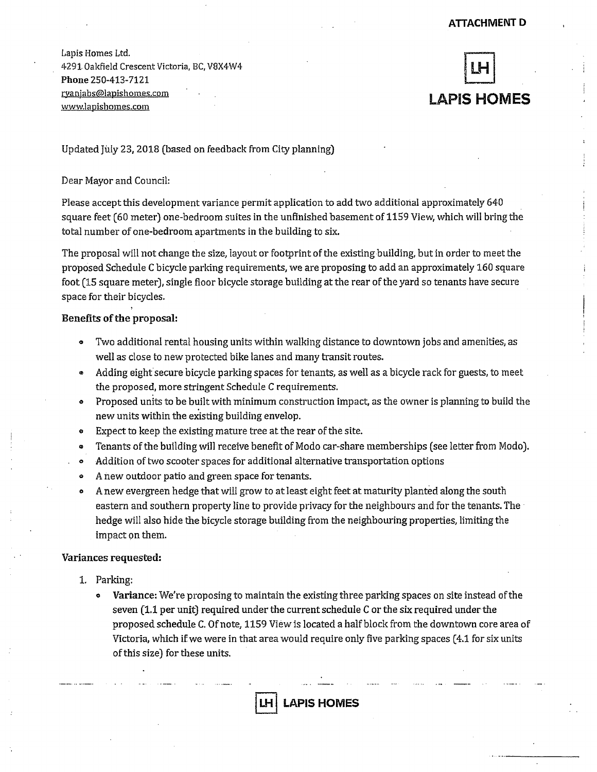**ATTACHMENT D**

Lapis Homes Ltd.
4291 Oakfield Crescent Victoria, BC, V8X4W4
**Phone** 250-413-7121
ryanjabs@lapishomes.com
www.lapishomes.com

**LH**
**LAPIS HOMES**

Updated July 23, 2018 (based on feedback from City planning)

Dear Mayor and Council:

Please accept this development variance permit application to add two additional approximately 640 square feet (60 meter) one-bedroom suites in the unfinished basement of 1159 View, which will bring the total number of one-bedroom apartments in the building to six.

The proposal will not change the size, layout or footprint of the existing building, but in order to meet the proposed Schedule C bicycle parking requirements, we are proposing to add an approximately 160 square foot (15 square meter), single floor bicycle storage building at the rear of the yard so tenants have secure space for their bicycles.

**Benefits of the proposal:**

- Two additional rental housing units within walking distance to downtown jobs and amenities, as well as close to new protected bike lanes and many transit routes.
- Adding eight secure bicycle parking spaces for tenants, as well as a bicycle rack for guests, to meet the proposed, more stringent Schedule C requirements.
- Proposed units to be built with minimum construction impact, as the owner is planning to build the new units within the existing building envelop.
- Expect to keep the existing mature tree at the rear of the site.
- Tenants of the building will receive benefit of Modo car-share memberships (see letter from Modo).
- Addition of two scooter spaces for additional alternative transportation options
- A new outdoor patio and green space for tenants.
- A new evergreen hedge that will grow to at least eight feet at maturity planted along the south eastern and southern property line to provide privacy for the neighbours and for the tenants. The hedge will also hide the bicycle storage building from the neighbouring properties, limiting the impact on them.

**Variances requested:**

1. Parking:
   - **Variance:** We're proposing to maintain the existing three parking spaces on site instead of the seven (1.1 per unit) required under the current schedule C or the six required under the proposed schedule C. Of note, 1159 View is located a half block from the downtown core area of Victoria, which if we were in that area would require only five parking spaces (4.1 for six units of this size) for these units.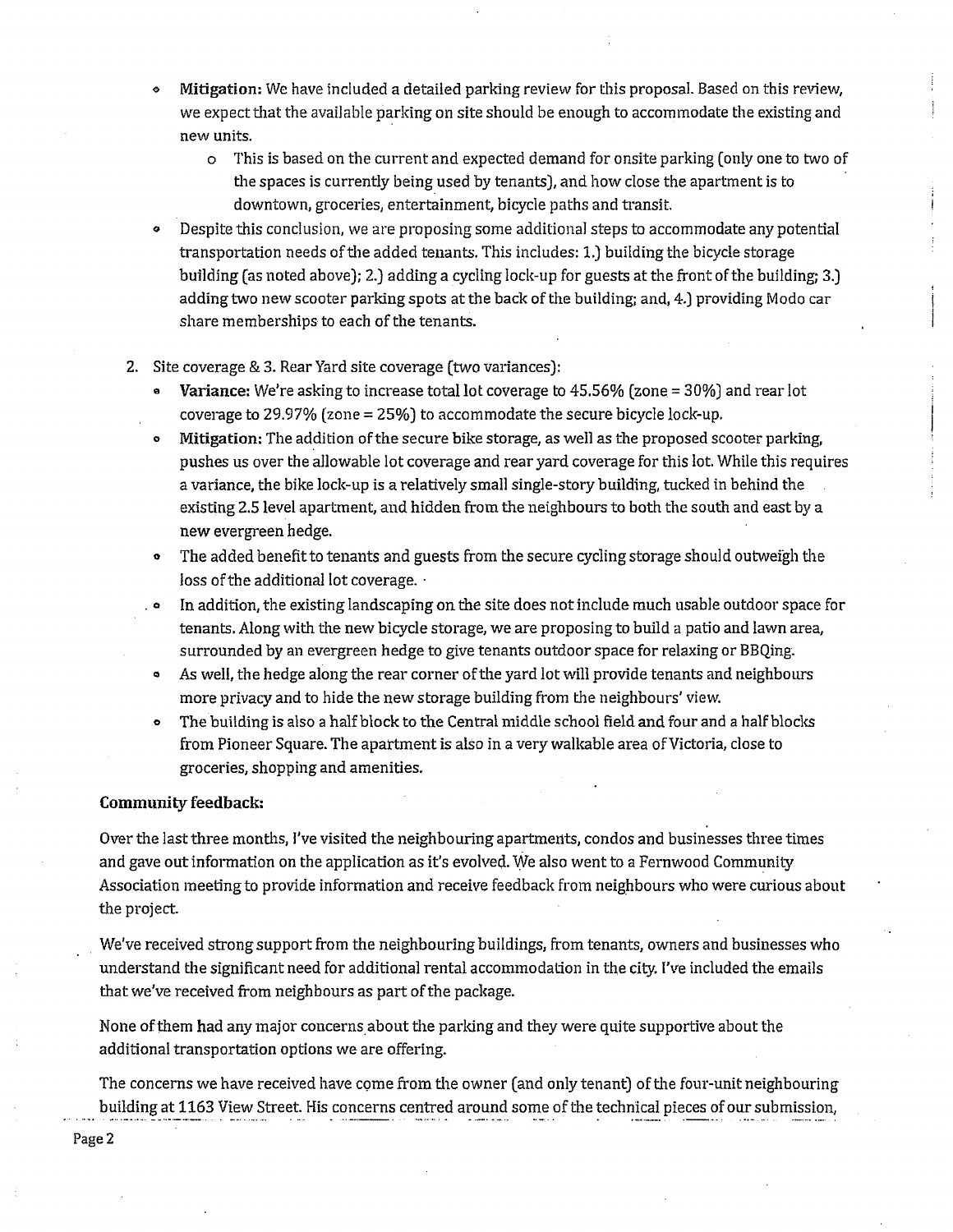- **Mitigation:** We have included a detailed parking review for this proposal. Based on this review, we expect that the available parking on site should be enough to accommodate the existing and new units.
    - This is based on the current and expected demand for onsite parking (only one to two of the spaces is currently being used by tenants), and how close the apartment is to downtown, groceries, entertainment, bicycle paths and transit.
- Despite this conclusion, we are proposing some additional steps to accommodate any potential transportation needs of the added tenants. This includes: 1.) building the bicycle storage building (as noted above); 2.) adding a cycling lock-up for guests at the front of the building; 3.) adding two new scooter parking spots at the back of the building; and, 4.) providing Modo car share memberships to each of the tenants.

2. Site coverage & 3. Rear Yard site coverage (two variances):
    - **Variance:** We're asking to increase total lot coverage to 45.56% (zone = 30%) and rear lot coverage to 29.97% (zone = 25%) to accommodate the secure bicycle lock-up.
    - **Mitigation:** The addition of the secure bike storage, as well as the proposed scooter parking, pushes us over the allowable lot coverage and rear yard coverage for this lot. While this requires a variance, the bike lock-up is a relatively small single-story building, tucked in behind the existing 2.5 level apartment, and hidden from the neighbours to both the south and east by a new evergreen hedge.
    - The added benefit to tenants and guests from the secure cycling storage should outweigh the loss of the additional lot coverage.
    - In addition, the existing landscaping on the site does not include much usable outdoor space for tenants. Along with the new bicycle storage, we are proposing to build a patio and lawn area, surrounded by an evergreen hedge to give tenants outdoor space for relaxing or BBQing.
    - As well, the hedge along the rear corner of the yard lot will provide tenants and neighbours more privacy and to hide the new storage building from the neighbours' view.
    - The building is also a half block to the Central middle school field and four and a half blocks from Pioneer Square. The apartment is also in a very walkable area of Victoria, close to groceries, shopping and amenities.

**Community feedback:**

Over the last three months, I've visited the neighbouring apartments, condos and businesses three times and gave out information on the application as it's evolved. We also went to a Fernwood Community Association meeting to provide information and receive feedback from neighbours who were curious about the project.

We've received strong support from the neighbouring buildings, from tenants, owners and businesses who understand the significant need for additional rental accommodation in the city. I've included the emails that we've received from neighbours as part of the package.

None of them had any major concerns about the parking and they were quite supportive about the additional transportation options we are offering.

The concerns we have received have come from the owner (and only tenant) of the four-unit neighbouring building at 1163 View Street. His concerns centred around some of the technical pieces of our submission,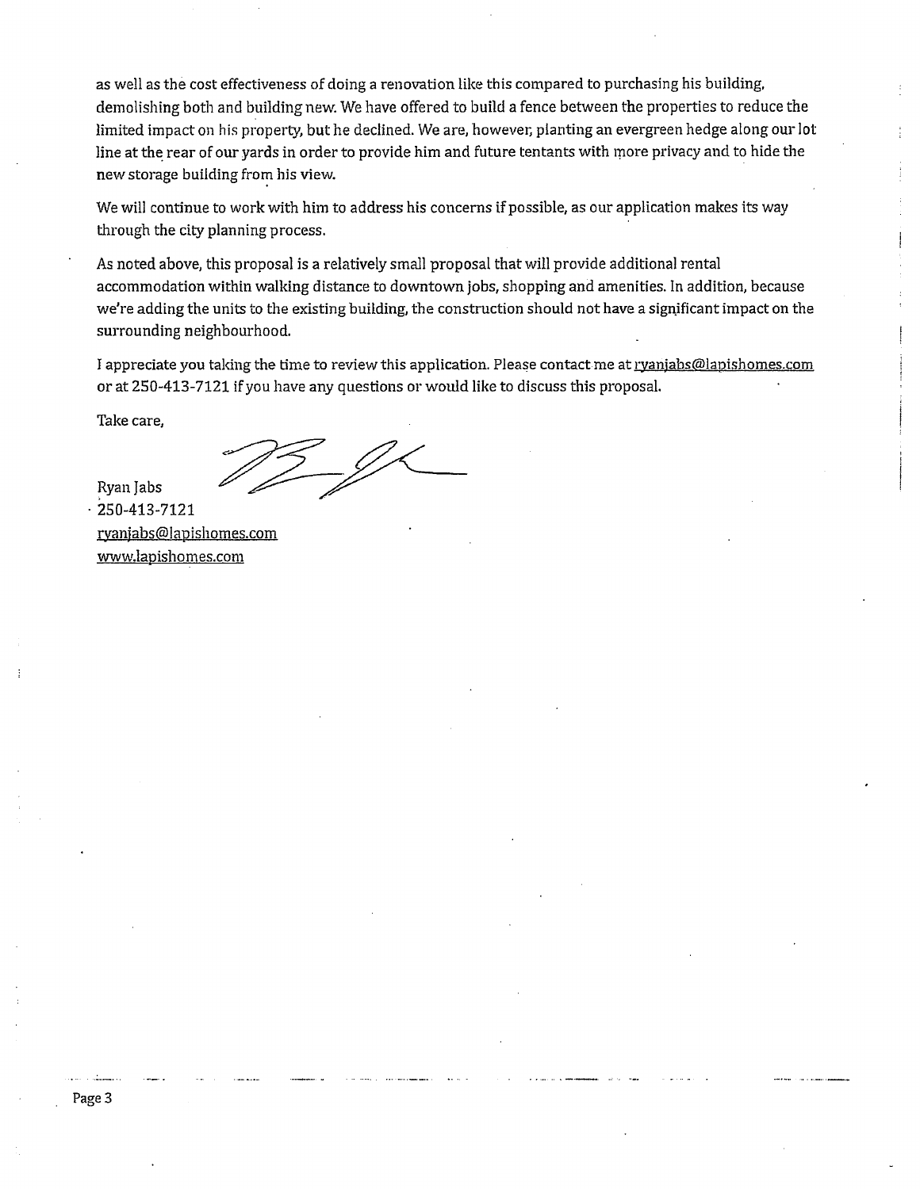as well as the cost effectiveness of doing a renovation like this compared to purchasing his building, demolishing both and building new. We have offered to build a fence between the properties to reduce the limited impact on his property, but he declined. We are, however, planting an evergreen hedge along our lot line at the rear of our yards in order to provide him and future tentants with more privacy and to hide the new storage building from his view.

We will continue to work with him to address his concerns if possible, as our application makes its way through the city planning process.

As noted above, this proposal is a relatively small proposal that will provide additional rental accommodation within walking distance to downtown jobs, shopping and amenities. In addition, because we're adding the units to the existing building, the construction should not have a significant impact on the surrounding neighbourhood.

I appreciate you taking the time to review this application. Please contact me at ryanjabs@lapishomes.com or at 250-413-7121 if you have any questions or would like to discuss this proposal.

Take care,

Ryan Jabs
250-413-7121
ryanjabs@lapishomes.com
www.lapishomes.com